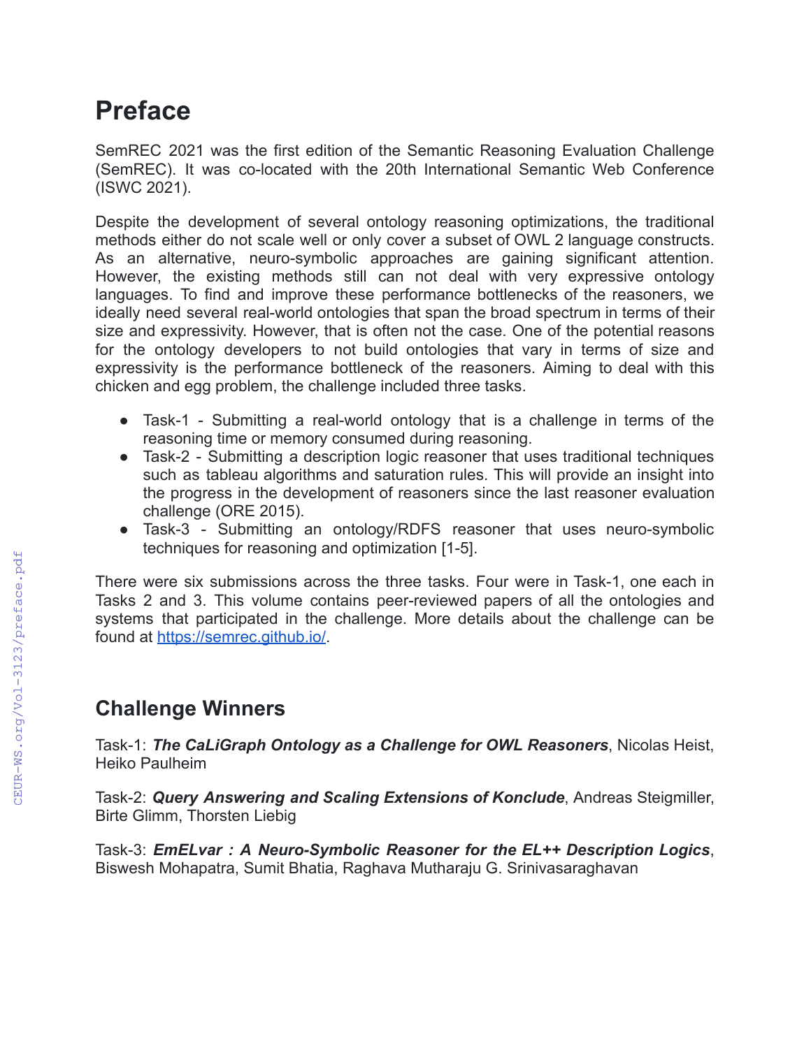# Preface

SemREC 2021 was the first edition of the Semantic Reasoning Evaluation Challenge (SemREC). It was co-located with the 20th International Semantic Web Conference (ISWC 2021).

Despite the development of several ontology reasoning optimizations, the traditional methods either do not scale well or only cover a subset of OWL 2 language constructs. As an alternative, neuro-symbolic approaches are gaining significant attention. However, the existing methods still can not deal with very expressive ontology languages. To find and improve these performance bottlenecks of the reasoners, we ideally need several real-world ontologies that span the broad spectrum in terms of their size and expressivity. However, that is often not the case. One of the potential reasons for the ontology developers to not build ontologies that vary in terms of size and expressivity is the performance bottleneck of the reasoners. Aiming to deal with this chicken and egg problem, the challenge included three tasks.

- Task-1 - Submitting a real-world ontology that is a challenge in terms of the reasoning time or memory consumed during reasoning.
- Task-2 - Submitting a description logic reasoner that uses traditional techniques such as tableau algorithms and saturation rules. This will provide an insight into the progress in the development of reasoners since the last reasoner evaluation challenge (ORE 2015).
- Task-3 - Submitting an ontology/RDFS reasoner that uses neuro-symbolic techniques for reasoning and optimization [1-5].

There were six submissions across the three tasks. Four were in Task-1, one each in Tasks 2 and 3. This volume contains peer-reviewed papers of all the ontologies and systems that participated in the challenge. More details about the challenge can be found at https://semrec.github.io/.

## Challenge Winners

Task-1: ***The CaLiGraph Ontology as a Challenge for OWL Reasoners***, Nicolas Heist, Heiko Paulheim

Task-2: ***Query Answering and Scaling Extensions of Konclude***, Andreas Steigmiller, Birte Glimm, Thorsten Liebig

Task-3: ***EmELvar : A Neuro-Symbolic Reasoner for the EL++ Description Logics***, Biswesh Mohapatra, Sumit Bhatia, Raghava Mutharaju G. Srinivasaraghavan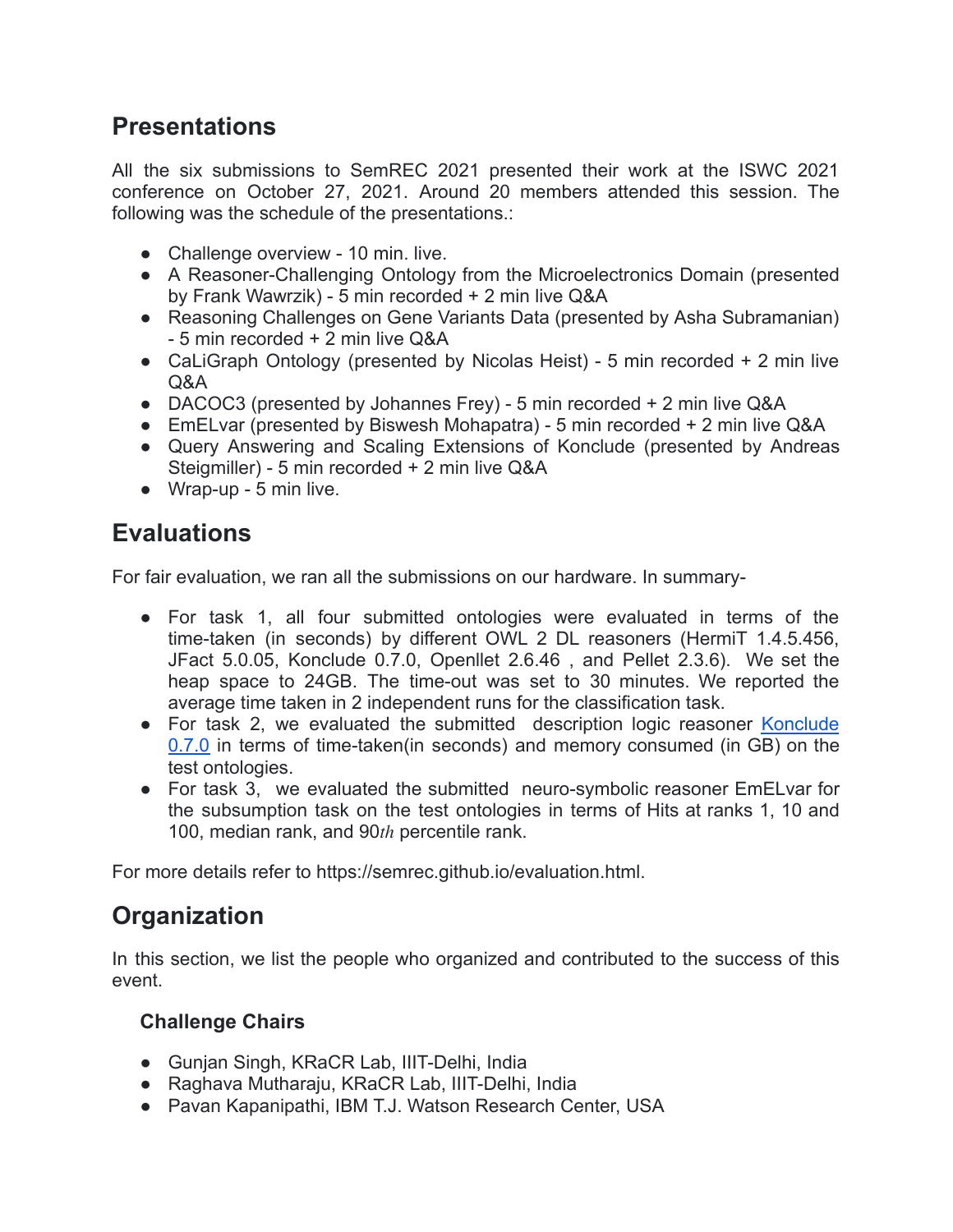## Presentations

All the six submissions to SemREC 2021 presented their work at the ISWC 2021 conference on October 27, 2021. Around 20 members attended this session. The following was the schedule of the presentations.:

- Challenge overview - 10 min. live.
- A Reasoner-Challenging Ontology from the Microelectronics Domain (presented by Frank Wawrzik) - 5 min recorded + 2 min live Q&A
- Reasoning Challenges on Gene Variants Data (presented by Asha Subramanian) - 5 min recorded + 2 min live Q&A
- CaLiGraph Ontology (presented by Nicolas Heist) - 5 min recorded + 2 min live Q&A
- DACOC3 (presented by Johannes Frey) - 5 min recorded + 2 min live Q&A
- EmELvar (presented by Biswesh Mohapatra) - 5 min recorded + 2 min live Q&A
- Query Answering and Scaling Extensions of Konclude (presented by Andreas Steigmiller) - 5 min recorded + 2 min live Q&A
- Wrap-up - 5 min live.

## Evaluations

For fair evaluation, we ran all the submissions on our hardware. In summary-

- For task 1, all four submitted ontologies were evaluated in terms of the time-taken (in seconds) by different OWL 2 DL reasoners (HermiT 1.4.5.456, JFact 5.0.05, Konclude 0.7.0, Openllet 2.6.46 , and Pellet 2.3.6). We set the heap space to 24GB. The time-out was set to 30 minutes. We reported the average time taken in 2 independent runs for the classification task.
- For task 2, we evaluated the submitted description logic reasoner [Konclude 0.7.0]() in terms of time-taken(in seconds) and memory consumed (in GB) on the test ontologies.
- For task 3, we evaluated the submitted neuro-symbolic reasoner EmELvar for the subsumption task on the test ontologies in terms of Hits at ranks 1, 10 and 100, median rank, and $90th$ percentile rank.

For more details refer to https://semrec.github.io/evaluation.html.

## Organization

In this section, we list the people who organized and contributed to the success of this event.

### Challenge Chairs

- Gunjan Singh, KRaCR Lab, IIIT-Delhi, India
- Raghava Mutharaju, KRaCR Lab, IIIT-Delhi, India
- Pavan Kapanipathi, IBM T.J. Watson Research Center, USA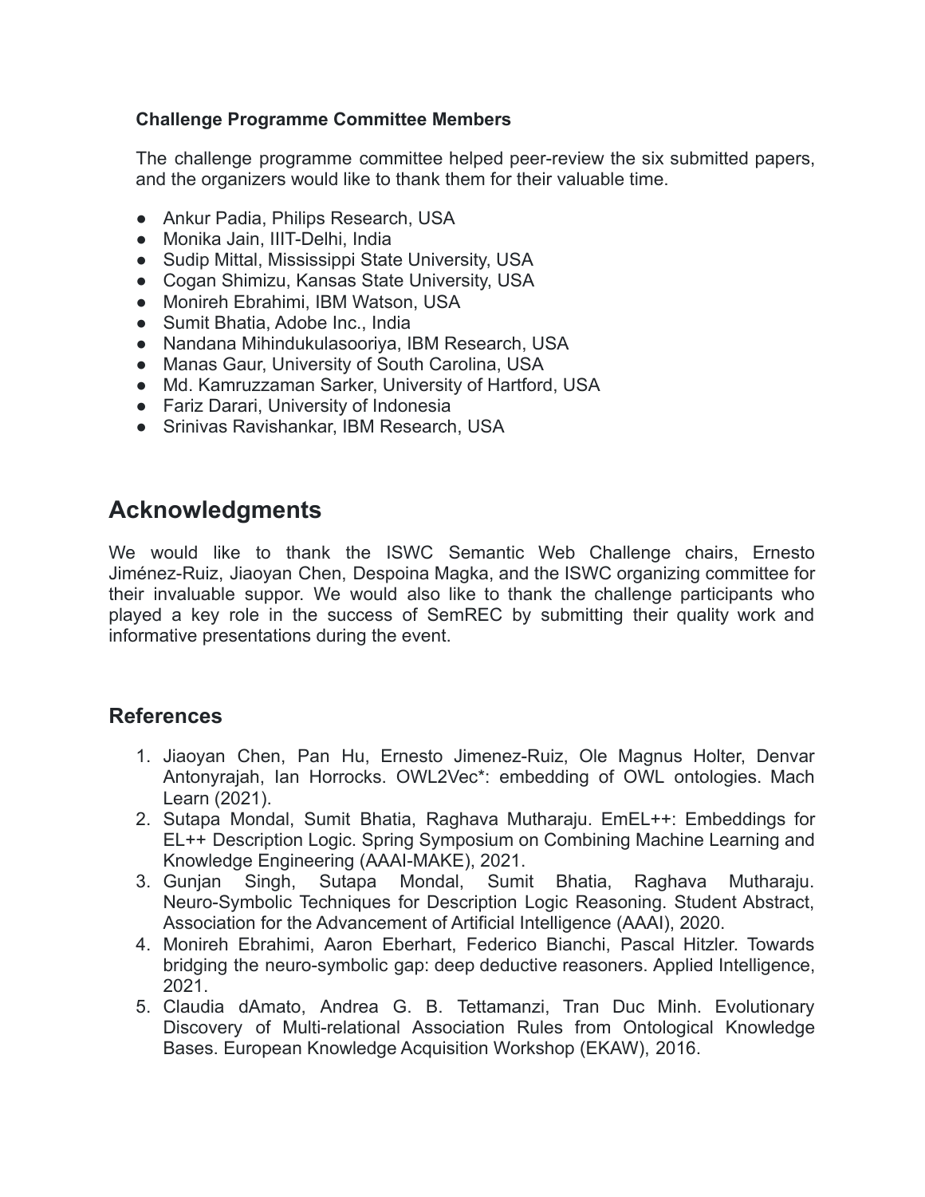**Challenge Programme Committee Members**

The challenge programme committee helped peer-review the six submitted papers, and the organizers would like to thank them for their valuable time.

- Ankur Padia, Philips Research, USA
- Monika Jain, IIIT-Delhi, India
- Sudip Mittal, Mississippi State University, USA
- Cogan Shimizu, Kansas State University, USA
- Monireh Ebrahimi, IBM Watson, USA
- Sumit Bhatia, Adobe Inc., India
- Nandana Mihindukulasooriya, IBM Research, USA
- Manas Gaur, University of South Carolina, USA
- Md. Kamruzzaman Sarker, University of Hartford, USA
- Fariz Darari, University of Indonesia
- Srinivas Ravishankar, IBM Research, USA

## Acknowledgments

We would like to thank the ISWC Semantic Web Challenge chairs, Ernesto Jiménez-Ruiz, Jiaoyan Chen, Despoina Magka, and the ISWC organizing committee for their invaluable suppor. We would also like to thank the challenge participants who played a key role in the success of SemREC by submitting their quality work and informative presentations during the event.

## References

1. Jiaoyan Chen, Pan Hu, Ernesto Jimenez-Ruiz, Ole Magnus Holter, Denvar Antonyrajah, Ian Horrocks. OWL2Vec*: embedding of OWL ontologies. Mach Learn (2021).
2. Sutapa Mondal, Sumit Bhatia, Raghava Mutharaju. EmEL++: Embeddings for EL++ Description Logic. Spring Symposium on Combining Machine Learning and Knowledge Engineering (AAAI-MAKE), 2021.
3. Gunjan Singh, Sutapa Mondal, Sumit Bhatia, Raghava Mutharaju. Neuro-Symbolic Techniques for Description Logic Reasoning. Student Abstract, Association for the Advancement of Artificial Intelligence (AAAI), 2020.
4. Monireh Ebrahimi, Aaron Eberhart, Federico Bianchi, Pascal Hitzler. Towards bridging the neuro-symbolic gap: deep deductive reasoners. Applied Intelligence, 2021.
5. Claudia dAmato, Andrea G. B. Tettamanzi, Tran Duc Minh. Evolutionary Discovery of Multi-relational Association Rules from Ontological Knowledge Bases. European Knowledge Acquisition Workshop (EKAW), 2016.